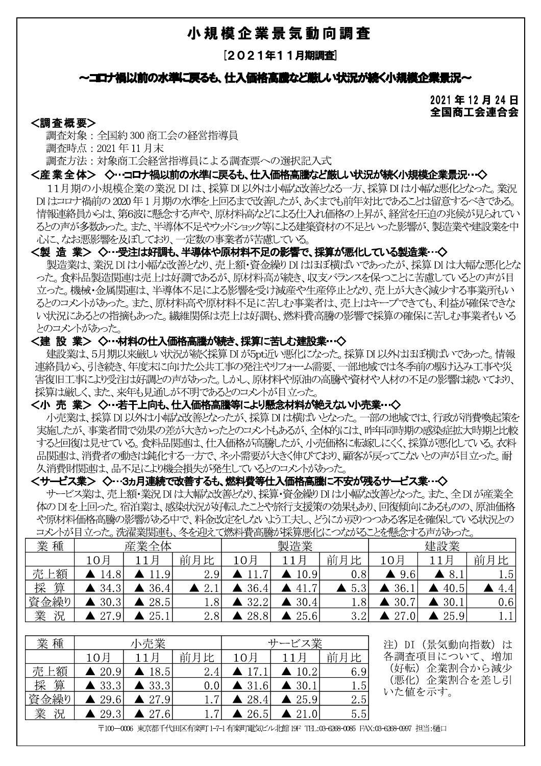# 小規模企業景気動向調査

［２０２１年１１月期調査］

**～コロナ禍以前の水準に戻るも、仕入価格高騰など厳しい状況が続く小規模企業景況～**

2021 年 12 月 24 日
全国商工会連合会

## ＜調査概要＞

調査対象：全国約 300 商工会の経営指導員
調査時点：2021 年 11 月末
調査方法：対象商工会経営指導員による調査票への選択記入式

## ＜産業全体＞ ◇…コロナ禍以前の水準に戻るも、仕入価格高騰など厳しい状況が続く小規模企業景況…◇

11月期の小規模企業の業況 DI は、採算 DI 以外は小幅な改善となる一方、採算 DI は小幅な悪化となった。業況 DI はコロナ禍前の 2020 年 1 月期の水準を上回るまで改善したが、あくまでも前年対比であることは留意するべきである。情報連絡員からは、第6波に懸念する声や、原材料高などによる仕入れ価格の上昇が、経営を圧迫の兆候が見られているとの声が多数あった。また、半導体不足やウッドショック等による建築資材の不足といった影響が、製造業や建設業を中心に、なお悪影響を及ぼしており、一定数の事業者が苦慮している。

## ＜製 造 業＞ ◇…受注は好調も、半導体や原材料不足の影響で、採算が悪化している製造業…◇

製造業は、業況 DI は小幅な改善となり、売上額・資金繰り DI はほぼ横ばいであったが、採算 DI は大幅な悪化となった。食料品製造関連は売上は好調であるが、原材料高が続き、収支バランスを保つことに苦慮しているとの声が目立った。機械・金属関連は、半導体不足による影響を受け減産や生産停止となり、売上が大きく減少する事業所もいるとのコメントがあった。また、原材料高や原材料不足に苦しむ事業者は、売上はキープできても、利益が確保できない状況にあるとの指摘もあった。繊維関係は売上は好調も、燃料費高騰の影響で採算の確保に苦しむ事業者もいるとのコメントがあった。

## ＜建 設 業＞ ◇…材料の仕入価格高騰が続き、採算に苦しむ建設業…◇

建設業は、5月期以来厳しい状況が続く採算 DI が5pt近い悪化になった。採算 DI 以外はほぼ横ばいであった。情報連絡員から、引き続き、年度末に向けた公共工事の発注やリフォーム需要、一部地域では冬季前の駆け込み工事や災害復旧工事により受注は好調との声があった。しかし、原材料や原油の高騰や資材や人材の不足の影響は続いており、採算は厳しく、また、来年も見通しが不明であるとのコメントが目立った。

## ＜小 売 業＞ ◇…若干上向も、仕入価格高騰等により懸念材料が絶えない小売業…◇

小売業は、採算 DI 以外は小幅な改善となったが、採算 DI は横ばいとなった。一部の地域では、行政が消費喚起策を実施したが、事業者間で効果の差が大きかったとのコメントもあるが、全体的には、昨年同時期の感染症拡大時期と比較すると回復は見せている。食料品関連は、仕入価格が高騰したが、小売価格に転嫁しにくく、採算が悪化している。衣料品関連は、消費者の動きは鈍化する一方で、ネット需要が大きく伸びており、顧客が戻ってこないとの声が目立った。耐久消費財関連は、品不足により機会損失が発生しているとのコメントがあった。

## ＜サービス業＞ ◇…3ヵ月連続で改善するも、燃料費等仕入価格高騰に不安が残るサービス業…◇

サービス業は、売上額・業況 DI は大幅な改善となり、採算・資金繰り DI は小幅な改善となった。また、全 DI が産業全体の DI を上回った。宿泊業は、感染状況が好転したことや旅行支援策の効果もあり、回復傾向にあるものの、原油価格や原材料価格高騰の影響がある中で、料金改定をしないよう工夫し、どうにか戻りつつある客足を確保している状況とのコメントが目立った。洗濯業関連も、冬を迎えて燃料費高騰が採算悪化につながることを懸念する声があった。

| 業 種 | 産業全体 | | | 製造業 | | | 建設業 | | |
|---|---|---|---|---|---|---|---|---|---|
| | 10月 | 11月 | 前月比 | 10月 | 11月 | 前月比 | 10月 | 11月 | 前月比 |
| 売上額 | ▲ 14.8 | ▲ 11.9 | 2.9 | ▲ 11.7 | ▲ 10.9 | 0.8 | ▲ 9.6 | ▲ 8.1 | 1.5 |
| 採 算 | ▲ 34.3 | ▲ 36.4 | ▲ 2.1 | ▲ 36.4 | ▲ 41.7 | ▲ 5.3 | ▲ 36.1 | ▲ 40.5 | ▲ 4.4 |
| 資金繰り | ▲ 30.3 | ▲ 28.5 | 1.8 | ▲ 32.2 | ▲ 30.4 | 1.8 | ▲ 30.7 | ▲ 30.1 | 0.6 |
| 業 況 | ▲ 27.9 | ▲ 25.1 | 2.8 | ▲ 28.8 | ▲ 25.6 | 3.2 | ▲ 27.0 | ▲ 25.9 | 1.1 |

| 業 種 | 小売業 | | | サービス業 | | |
|---|---|---|---|---|---|---|
| | 10月 | 11月 | 前月比 | 10月 | 11月 | 前月比 |
| 売上額 | ▲ 20.9 | ▲ 18.5 | 2.4 | ▲ 17.1 | ▲ 10.2 | 6.9 |
| 採 算 | ▲ 33.3 | ▲ 33.3 | 0.0 | ▲ 31.6 | ▲ 30.1 | 1.5 |
| 資金繰り | ▲ 29.6 | ▲ 27.9 | 1.7 | ▲ 28.4 | ▲ 25.9 | 2.5 |
| 業 況 | ▲ 29.3 | ▲ 27.6 | 1.7 | ▲ 26.5 | ▲ 21.0 | 5.5 |

注）DI（景気動向指数）は各調査項目について、増加（好転）企業割合から減少（悪化）企業割合を差し引いた値を示す。

〒100―0006 東京都千代田区有楽町 1-7-1 有楽町電気ビル北館 19F TEL:03-6268-0085 FAX:03-6268-0097 担当:樋口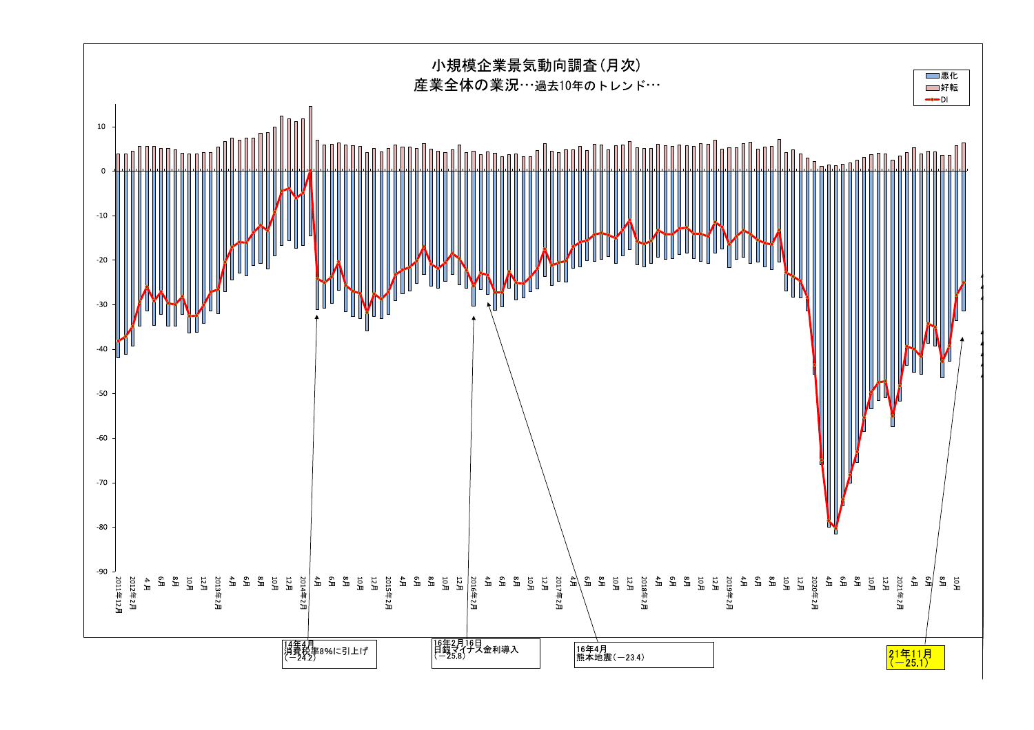# 小規模企業景気動向調査（月次）

## 産業全体の業況…過去10年のトレンド…

凡例：悪化／好転／DI

14年4月
消費税率8%に引上げ
（－24.2）

16年2月16日
日銀マイナス金利導入
（－25.8）

16年4月
熊本地震（－23.4）

21年11月
（－25.1）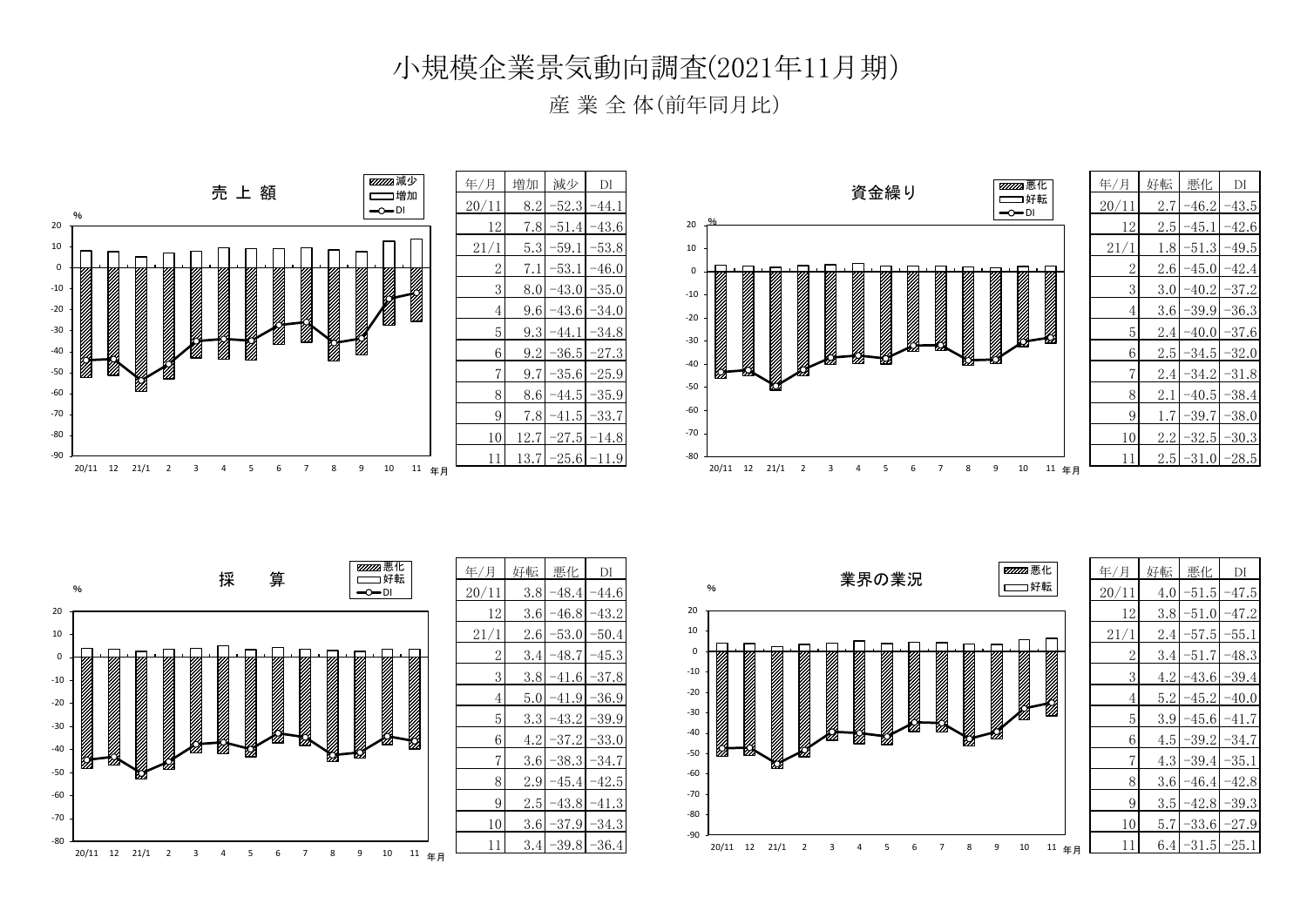# 小規模企業景気動向調査(2021年11月期)

## 産 業 全 体(前年同月比)

### 売 上 額

| 年/月 | 増加 | 減少 | DI |
| --- | --- | --- | --- |
| 20/11 | 8.2 | −52.3 | −44.1 |
| 12 | 7.8 | −51.4 | −43.6 |
| 21/1 | 5.3 | −59.1 | −53.8 |
| 2 | 7.1 | −53.1 | −46.0 |
| 3 | 8.0 | −43.0 | −35.0 |
| 4 | 9.6 | −43.6 | −34.0 |
| 5 | 9.3 | −44.1 | −34.8 |
| 6 | 9.2 | −36.5 | −27.3 |
| 7 | 9.7 | −35.6 | −25.9 |
| 8 | 8.6 | −44.5 | −35.9 |
| 9 | 7.8 | −41.5 | −33.7 |
| 10 | 12.7 | −27.5 | −14.8 |
| 11 | 13.7 | −25.6 | −11.9 |

### 資金繰り

| 年/月 | 好転 | 悪化 | DI |
| --- | --- | --- | --- |
| 20/11 | 2.7 | −46.2 | −43.5 |
| 12 | 2.5 | −45.1 | −42.6 |
| 21/1 | 1.8 | −51.3 | −49.5 |
| 2 | 2.6 | −45.0 | −42.4 |
| 3 | 3.0 | −40.2 | −37.2 |
| 4 | 3.6 | −39.9 | −36.3 |
| 5 | 2.4 | −40.0 | −37.6 |
| 6 | 2.5 | −34.5 | −32.0 |
| 7 | 2.4 | −34.2 | −31.8 |
| 8 | 2.1 | −40.5 | −38.4 |
| 9 | 1.7 | −39.7 | −38.0 |
| 10 | 2.2 | −32.5 | −30.3 |
| 11 | 2.5 | −31.0 | −28.5 |

### 採　算

| 年/月 | 好転 | 悪化 | DI |
| --- | --- | --- | --- |
| 20/11 | 3.8 | −48.4 | −44.6 |
| 12 | 3.6 | −46.8 | −43.2 |
| 21/1 | 2.6 | −53.0 | −50.4 |
| 2 | 3.4 | −48.7 | −45.3 |
| 3 | 3.8 | −41.6 | −37.8 |
| 4 | 5.0 | −41.9 | −36.9 |
| 5 | 3.3 | −43.2 | −39.9 |
| 6 | 4.2 | −37.2 | −33.0 |
| 7 | 3.6 | −38.3 | −34.7 |
| 8 | 2.9 | −45.4 | −42.5 |
| 9 | 2.5 | −43.8 | −41.3 |
| 10 | 3.6 | −37.9 | −34.3 |
| 11 | 3.4 | −39.8 | −36.4 |

### 業界の業況

| 年/月 | 好転 | 悪化 | DI |
| --- | --- | --- | --- |
| 20/11 | 4.0 | −51.5 | −47.5 |
| 12 | 3.8 | −51.0 | −47.2 |
| 21/1 | 2.4 | −57.5 | −55.1 |
| 2 | 3.4 | −51.7 | −48.3 |
| 3 | 4.2 | −43.6 | −39.4 |
| 4 | 5.2 | −45.2 | −40.0 |
| 5 | 3.9 | −45.6 | −41.7 |
| 6 | 4.5 | −39.2 | −34.7 |
| 7 | 4.3 | −39.4 | −35.1 |
| 8 | 3.6 | −46.4 | −42.8 |
| 9 | 3.5 | −42.8 | −39.3 |
| 10 | 5.7 | −33.6 | −27.9 |
| 11 | 6.4 | −31.5 | −25.1 |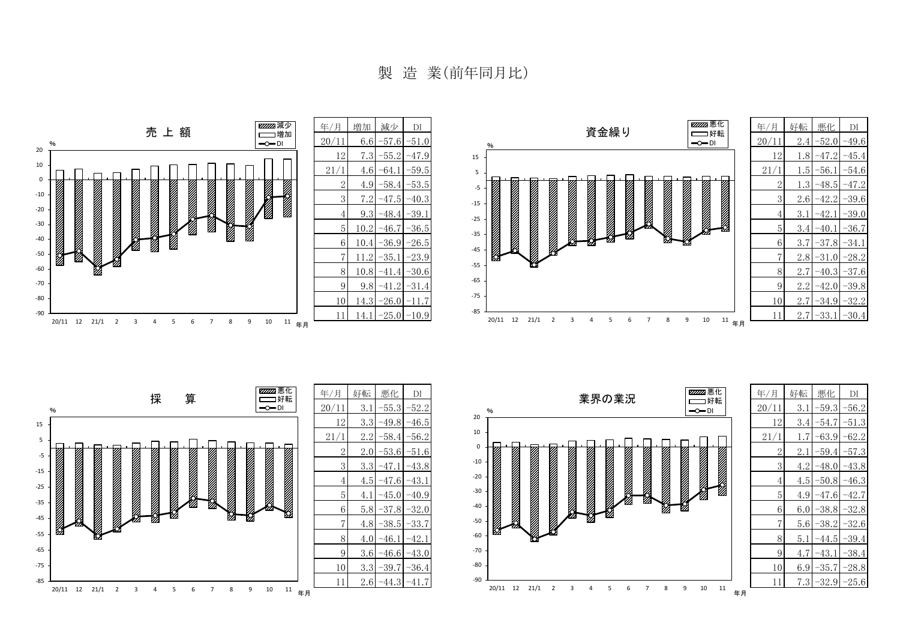# 製 造 業(前年同月比)

## 売 上 額

| 年/月 | 増加 | 減少 | DI |
|---|---|---|---|
| 20/11 | 6.6 | −57.6 | −51.0 |
| 12 | 7.3 | −55.2 | −47.9 |
| 21/1 | 4.6 | −64.1 | −59.5 |
| 2 | 4.9 | −58.4 | −53.5 |
| 3 | 7.2 | −47.5 | −40.3 |
| 4 | 9.3 | −48.4 | −39.1 |
| 5 | 10.2 | −46.7 | −36.5 |
| 6 | 10.4 | −36.9 | −26.5 |
| 7 | 11.2 | −35.1 | −23.9 |
| 8 | 10.8 | −41.4 | −30.6 |
| 9 | 9.8 | −41.2 | −31.4 |
| 10 | 14.3 | −26.0 | −11.7 |
| 11 | 14.1 | −25.0 | −10.9 |

## 資金繰り

| 年/月 | 好転 | 悪化 | DI |
|---|---|---|---|
| 20/11 | 2.4 | −52.0 | −49.6 |
| 12 | 1.8 | −47.2 | −45.4 |
| 21/1 | 1.5 | −56.1 | −54.6 |
| 2 | 1.3 | −48.5 | −47.2 |
| 3 | 2.6 | −42.2 | −39.6 |
| 4 | 3.1 | −42.1 | −39.0 |
| 5 | 3.4 | −40.1 | −36.7 |
| 6 | 3.7 | −37.8 | −34.1 |
| 7 | 2.8 | −31.0 | −28.2 |
| 8 | 2.7 | −40.3 | −37.6 |
| 9 | 2.2 | −42.0 | −39.8 |
| 10 | 2.7 | −34.9 | −32.2 |
| 11 | 2.7 | −33.1 | −30.4 |

## 採 算

| 年/月 | 好転 | 悪化 | DI |
|---|---|---|---|
| 20/11 | 3.1 | −55.3 | −52.2 |
| 12 | 3.3 | −49.8 | −46.5 |
| 21/1 | 2.2 | −58.4 | −56.2 |
| 2 | 2.0 | −53.6 | −51.6 |
| 3 | 3.3 | −47.1 | −43.8 |
| 4 | 4.5 | −47.6 | −43.1 |
| 5 | 4.1 | −45.0 | −40.9 |
| 6 | 5.8 | −37.8 | −32.0 |
| 7 | 4.8 | −38.5 | −33.7 |
| 8 | 4.0 | −46.1 | −42.1 |
| 9 | 3.6 | −46.6 | −43.0 |
| 10 | 3.3 | −39.7 | −36.4 |
| 11 | 2.6 | −44.3 | −41.7 |

## 業界の業況

| 年/月 | 好転 | 悪化 | DI |
|---|---|---|---|
| 20/11 | 3.1 | −59.3 | −56.2 |
| 12 | 3.4 | −54.7 | −51.3 |
| 21/1 | 1.7 | −63.9 | −62.2 |
| 2 | 2.1 | −59.4 | −57.3 |
| 3 | 4.2 | −48.0 | −43.8 |
| 4 | 4.5 | −50.8 | −46.3 |
| 5 | 4.9 | −47.6 | −42.7 |
| 6 | 6.0 | −38.8 | −32.8 |
| 7 | 5.6 | −38.2 | −32.6 |
| 8 | 5.1 | −44.5 | −39.4 |
| 9 | 4.7 | −43.1 | −38.4 |
| 10 | 6.9 | −35.7 | −28.8 |
| 11 | 7.3 | −32.9 | −25.6 |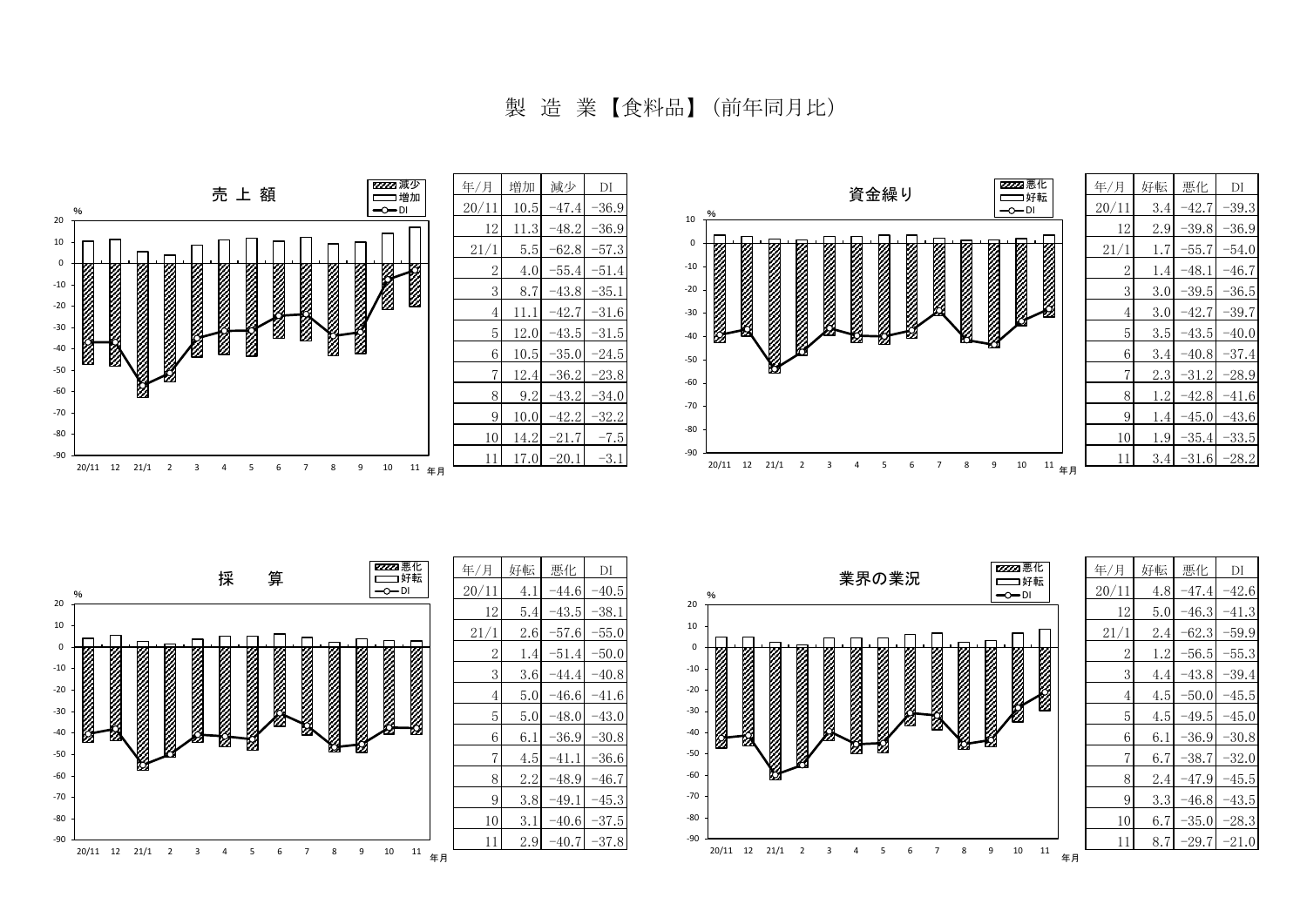# 製 造 業【食料品】(前年同月比)

## 売 上 額

| 年/月 | 増加 | 減少 | DI |
|---|---|---|---|
| 20/11 | 10.5 | −47.4 | −36.9 |
| 12 | 11.3 | −48.2 | −36.9 |
| 21/1 | 5.5 | −62.8 | −57.3 |
| 2 | 4.0 | −55.4 | −51.4 |
| 3 | 8.7 | −43.8 | −35.1 |
| 4 | 11.1 | −42.7 | −31.6 |
| 5 | 12.0 | −43.5 | −31.5 |
| 6 | 10.5 | −35.0 | −24.5 |
| 7 | 12.4 | −36.2 | −23.8 |
| 8 | 9.2 | −43.2 | −34.0 |
| 9 | 10.0 | −42.2 | −32.2 |
| 10 | 14.2 | −21.7 | −7.5 |
| 11 | 17.0 | −20.1 | −3.1 |

## 資金繰り

| 年/月 | 好転 | 悪化 | DI |
|---|---|---|---|
| 20/11 | 3.4 | −42.7 | −39.3 |
| 12 | 2.9 | −39.8 | −36.9 |
| 21/1 | 1.7 | −55.7 | −54.0 |
| 2 | 1.4 | −48.1 | −46.7 |
| 3 | 3.0 | −39.5 | −36.5 |
| 4 | 3.0 | −42.7 | −39.7 |
| 5 | 3.5 | −43.5 | −40.0 |
| 6 | 3.4 | −40.8 | −37.4 |
| 7 | 2.3 | −31.2 | −28.9 |
| 8 | 1.2 | −42.8 | −41.6 |
| 9 | 1.4 | −45.0 | −43.6 |
| 10 | 1.9 | −35.4 | −33.5 |
| 11 | 3.4 | −31.6 | −28.2 |

## 採 算

| 年/月 | 好転 | 悪化 | DI |
|---|---|---|---|
| 20/11 | 4.1 | −44.6 | −40.5 |
| 12 | 5.4 | −43.5 | −38.1 |
| 21/1 | 2.6 | −57.6 | −55.0 |
| 2 | 1.4 | −51.4 | −50.0 |
| 3 | 3.6 | −44.4 | −40.8 |
| 4 | 5.0 | −46.6 | −41.6 |
| 5 | 5.0 | −48.0 | −43.0 |
| 6 | 6.1 | −36.9 | −30.8 |
| 7 | 4.5 | −41.1 | −36.6 |
| 8 | 2.2 | −48.9 | −46.7 |
| 9 | 3.8 | −49.1 | −45.3 |
| 10 | 3.1 | −40.6 | −37.5 |
| 11 | 2.9 | −40.7 | −37.8 |

## 業界の業況

| 年/月 | 好転 | 悪化 | DI |
|---|---|---|---|
| 20/11 | 4.8 | −47.4 | −42.6 |
| 12 | 5.0 | −46.3 | −41.3 |
| 21/1 | 2.4 | −62.3 | −59.9 |
| 2 | 1.2 | −56.5 | −55.3 |
| 3 | 4.4 | −43.8 | −39.4 |
| 4 | 4.5 | −50.0 | −45.5 |
| 5 | 4.5 | −49.5 | −45.0 |
| 6 | 6.1 | −36.9 | −30.8 |
| 7 | 6.7 | −38.7 | −32.0 |
| 8 | 2.4 | −47.9 | −45.5 |
| 9 | 3.3 | −46.8 | −43.5 |
| 10 | 6.7 | −35.0 | −28.3 |
| 11 | 8.7 | −29.7 | −21.0 |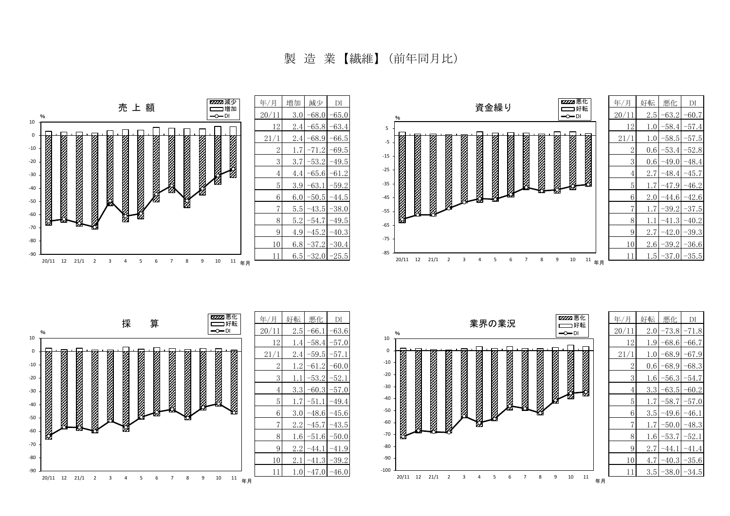# 製 造 業【繊維】（前年同月比）

## 売上額

| 年/月 | 増加 | 減少 | DI |
|---|---|---|---|
| 20/11 | 3.0 | −68.0 | −65.0 |
| 12 | 2.4 | −65.8 | −63.4 |
| 21/1 | 2.4 | −68.9 | −66.5 |
| 2 | 1.7 | −71.2 | −69.5 |
| 3 | 3.7 | −53.2 | −49.5 |
| 4 | 4.4 | −65.6 | −61.2 |
| 5 | 3.9 | −63.1 | −59.2 |
| 6 | 6.0 | −50.5 | −44.5 |
| 7 | 5.5 | −43.5 | −38.0 |
| 8 | 5.2 | −54.7 | −49.5 |
| 9 | 4.9 | −45.2 | −40.3 |
| 10 | 6.8 | −37.2 | −30.4 |
| 11 | 6.5 | −32.0 | −25.5 |

## 資金繰り

| 年/月 | 好転 | 悪化 | DI |
|---|---|---|---|
| 20/11 | 2.5 | −63.2 | −60.7 |
| 12 | 1.0 | −58.4 | −57.4 |
| 21/1 | 1.0 | −58.5 | −57.5 |
| 2 | 0.6 | −53.4 | −52.8 |
| 3 | 0.6 | −49.0 | −48.4 |
| 4 | 2.7 | −48.4 | −45.7 |
| 5 | 1.7 | −47.9 | −46.2 |
| 6 | 2.0 | −44.6 | −42.6 |
| 7 | 1.7 | −39.2 | −37.5 |
| 8 | 1.1 | −41.3 | −40.2 |
| 9 | 2.7 | −42.0 | −39.3 |
| 10 | 2.6 | −39.2 | −36.6 |
| 11 | 1.5 | −37.0 | −35.5 |

## 採算

| 年/月 | 好転 | 悪化 | DI |
|---|---|---|---|
| 20/11 | 2.5 | −66.1 | −63.6 |
| 12 | 1.4 | −58.4 | −57.0 |
| 21/1 | 2.4 | −59.5 | −57.1 |
| 2 | 1.2 | −61.2 | −60.0 |
| 3 | 1.1 | −53.2 | −52.1 |
| 4 | 3.3 | −60.3 | −57.0 |
| 5 | 1.7 | −51.1 | −49.4 |
| 6 | 3.0 | −48.6 | −45.6 |
| 7 | 2.2 | −45.7 | −43.5 |
| 8 | 1.6 | −51.6 | −50.0 |
| 9 | 2.2 | −44.1 | −41.9 |
| 10 | 2.1 | −41.3 | −39.2 |
| 11 | 1.0 | −47.0 | −46.0 |

## 業界の業況

| 年/月 | 好転 | 悪化 | DI |
|---|---|---|---|
| 20/11 | 2.0 | −73.8 | −71.8 |
| 12 | 1.9 | −68.6 | −66.7 |
| 21/1 | 1.0 | −68.9 | −67.9 |
| 2 | 0.6 | −68.9 | −68.3 |
| 3 | 1.6 | −56.3 | −54.7 |
| 4 | 3.3 | −63.5 | −60.2 |
| 5 | 1.7 | −58.7 | −57.0 |
| 6 | 3.5 | −49.6 | −46.1 |
| 7 | 1.7 | −50.0 | −48.3 |
| 8 | 1.6 | −53.7 | −52.1 |
| 9 | 2.7 | −44.1 | −41.4 |
| 10 | 4.7 | −40.3 | −35.6 |
| 11 | 3.5 | −38.0 | −34.5 |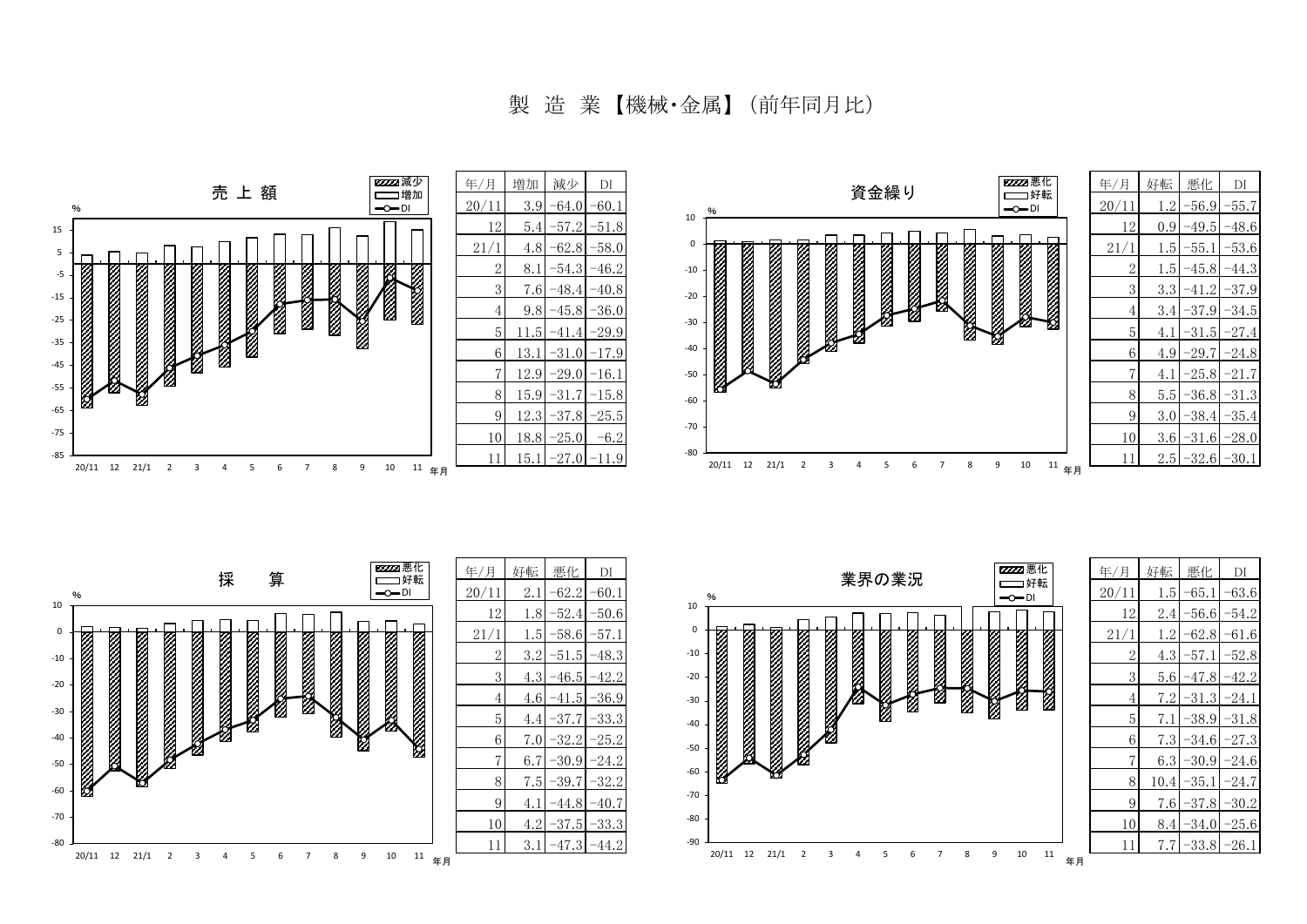# 製 造 業【機械･金属】(前年同月比)

### 売 上 額

| 年/月 | 増加 | 減少 | DI |
|---|---|---|---|
| 20/11 | 3.9 | −64.0 | −60.1 |
| 12 | 5.4 | −57.2 | −51.8 |
| 21/1 | 4.8 | −62.8 | −58.0 |
| 2 | 8.1 | −54.3 | −46.2 |
| 3 | 7.6 | −48.4 | −40.8 |
| 4 | 9.8 | −45.8 | −36.0 |
| 5 | 11.5 | −41.4 | −29.9 |
| 6 | 13.1 | −31.0 | −17.9 |
| 7 | 12.9 | −29.0 | −16.1 |
| 8 | 15.9 | −31.7 | −15.8 |
| 9 | 12.3 | −37.8 | −25.5 |
| 10 | 18.8 | −25.0 | −6.2 |
| 11 | 15.1 | −27.0 | −11.9 |

### 資金繰り

| 年/月 | 好転 | 悪化 | DI |
|---|---|---|---|
| 20/11 | 1.2 | −56.9 | −55.7 |
| 12 | 0.9 | −49.5 | −48.6 |
| 21/1 | 1.5 | −55.1 | −53.6 |
| 2 | 1.5 | −45.8 | −44.3 |
| 3 | 3.3 | −41.2 | −37.9 |
| 4 | 3.4 | −37.9 | −34.5 |
| 5 | 4.1 | −31.5 | −27.4 |
| 6 | 4.9 | −29.7 | −24.8 |
| 7 | 4.1 | −25.8 | −21.7 |
| 8 | 5.5 | −36.8 | −31.3 |
| 9 | 3.0 | −38.4 | −35.4 |
| 10 | 3.6 | −31.6 | −28.0 |
| 11 | 2.5 | −32.6 | −30.1 |

### 採 算

| 年/月 | 好転 | 悪化 | DI |
|---|---|---|---|
| 20/11 | 2.1 | −62.2 | −60.1 |
| 12 | 1.8 | −52.4 | −50.6 |
| 21/1 | 1.5 | −58.6 | −57.1 |
| 2 | 3.2 | −51.5 | −48.3 |
| 3 | 4.3 | −46.5 | −42.2 |
| 4 | 4.6 | −41.5 | −36.9 |
| 5 | 4.4 | −37.7 | −33.3 |
| 6 | 7.0 | −32.2 | −25.2 |
| 7 | 6.7 | −30.9 | −24.2 |
| 8 | 7.5 | −39.7 | −32.2 |
| 9 | 4.1 | −44.8 | −40.7 |
| 10 | 4.2 | −37.5 | −33.3 |
| 11 | 3.1 | −47.3 | −44.2 |

### 業界の業況

| 年/月 | 好転 | 悪化 | DI |
|---|---|---|---|
| 20/11 | 1.5 | −65.1 | −63.6 |
| 12 | 2.4 | −56.6 | −54.2 |
| 21/1 | 1.2 | −62.8 | −61.6 |
| 2 | 4.3 | −57.1 | −52.8 |
| 3 | 5.6 | −47.8 | −42.2 |
| 4 | 7.2 | −31.3 | −24.1 |
| 5 | 7.1 | −38.9 | −31.8 |
| 6 | 7.3 | −34.6 | −27.3 |
| 7 | 6.3 | −30.9 | −24.6 |
| 8 | 10.4 | −35.1 | −24.7 |
| 9 | 7.6 | −37.8 | −30.2 |
| 10 | 8.4 | −34.0 | −25.6 |
| 11 | 7.7 | −33.8 | −26.1 |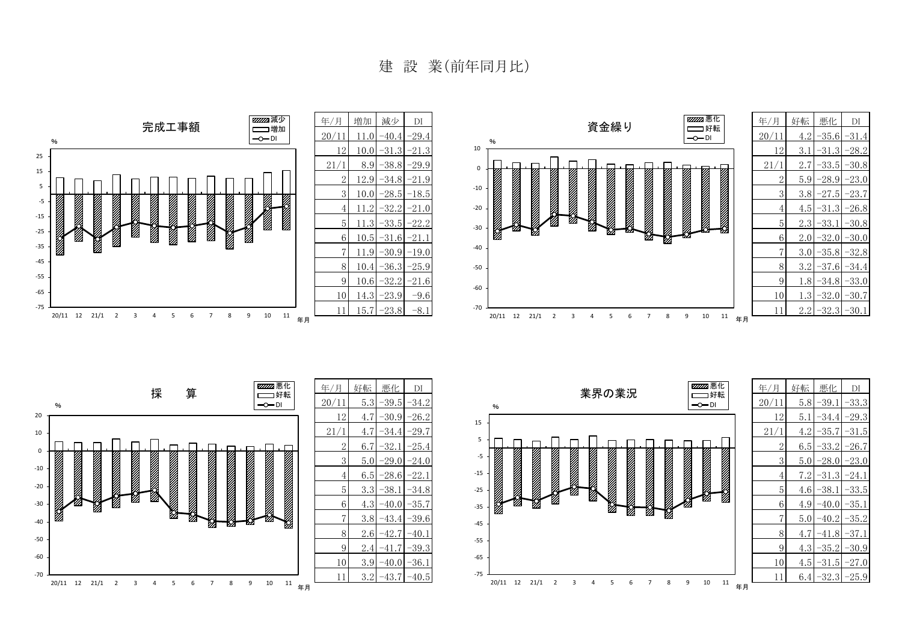# 建 設 業(前年同月比)

## 完成工事額

| 年/月 | 増加 | 減少 | DI |
|---|---|---|---|
| 20/11 | 11.0 | -40.4 | -29.4 |
| 12 | 10.0 | -31.3 | -21.3 |
| 21/1 | 8.9 | -38.8 | -29.9 |
| 2 | 12.9 | -34.8 | -21.9 |
| 3 | 10.0 | -28.5 | -18.5 |
| 4 | 11.2 | -32.2 | -21.0 |
| 5 | 11.3 | -33.5 | -22.2 |
| 6 | 10.5 | -31.6 | -21.1 |
| 7 | 11.9 | -30.9 | -19.0 |
| 8 | 10.4 | -36.3 | -25.9 |
| 9 | 10.6 | -32.2 | -21.6 |
| 10 | 14.3 | -23.9 | -9.6 |
| 11 | 15.7 | -23.8 | -8.1 |

## 資金繰り

| 年/月 | 好転 | 悪化 | DI |
|---|---|---|---|
| 20/11 | 4.2 | -35.6 | -31.4 |
| 12 | 3.1 | -31.3 | -28.2 |
| 21/1 | 2.7 | -33.5 | -30.8 |
| 2 | 5.9 | -28.9 | -23.0 |
| 3 | 3.8 | -27.5 | -23.7 |
| 4 | 4.5 | -31.3 | -26.8 |
| 5 | 2.3 | -33.1 | -30.8 |
| 6 | 2.0 | -32.0 | -30.0 |
| 7 | 3.0 | -35.8 | -32.8 |
| 8 | 3.2 | -37.6 | -34.4 |
| 9 | 1.8 | -34.8 | -33.0 |
| 10 | 1.3 | -32.0 | -30.7 |
| 11 | 2.2 | -32.3 | -30.1 |

## 採 算

| 年/月 | 好転 | 悪化 | DI |
|---|---|---|---|
| 20/11 | 5.3 | -39.5 | -34.2 |
| 12 | 4.7 | -30.9 | -26.2 |
| 21/1 | 4.7 | -34.4 | -29.7 |
| 2 | 6.7 | -32.1 | -25.4 |
| 3 | 5.0 | -29.0 | -24.0 |
| 4 | 6.5 | -28.6 | -22.1 |
| 5 | 3.3 | -38.1 | -34.8 |
| 6 | 4.3 | -40.0 | -35.7 |
| 7 | 3.8 | -43.4 | -39.6 |
| 8 | 2.6 | -42.7 | -40.1 |
| 9 | 2.4 | -41.7 | -39.3 |
| 10 | 3.9 | -40.0 | -36.1 |
| 11 | 3.2 | -43.7 | -40.5 |

## 業界の業況

| 年/月 | 好転 | 悪化 | DI |
|---|---|---|---|
| 20/11 | 5.8 | -39.1 | -33.3 |
| 12 | 5.1 | -34.4 | -29.3 |
| 21/1 | 4.2 | -35.7 | -31.5 |
| 2 | 6.5 | -33.2 | -26.7 |
| 3 | 5.0 | -28.0 | -23.0 |
| 4 | 7.2 | -31.3 | -24.1 |
| 5 | 4.6 | -38.1 | -33.5 |
| 6 | 4.9 | -40.0 | -35.1 |
| 7 | 5.0 | -40.2 | -35.2 |
| 8 | 4.7 | -41.8 | -37.1 |
| 9 | 4.3 | -35.2 | -30.9 |
| 10 | 4.5 | -31.5 | -27.0 |
| 11 | 6.4 | -32.3 | -25.9 |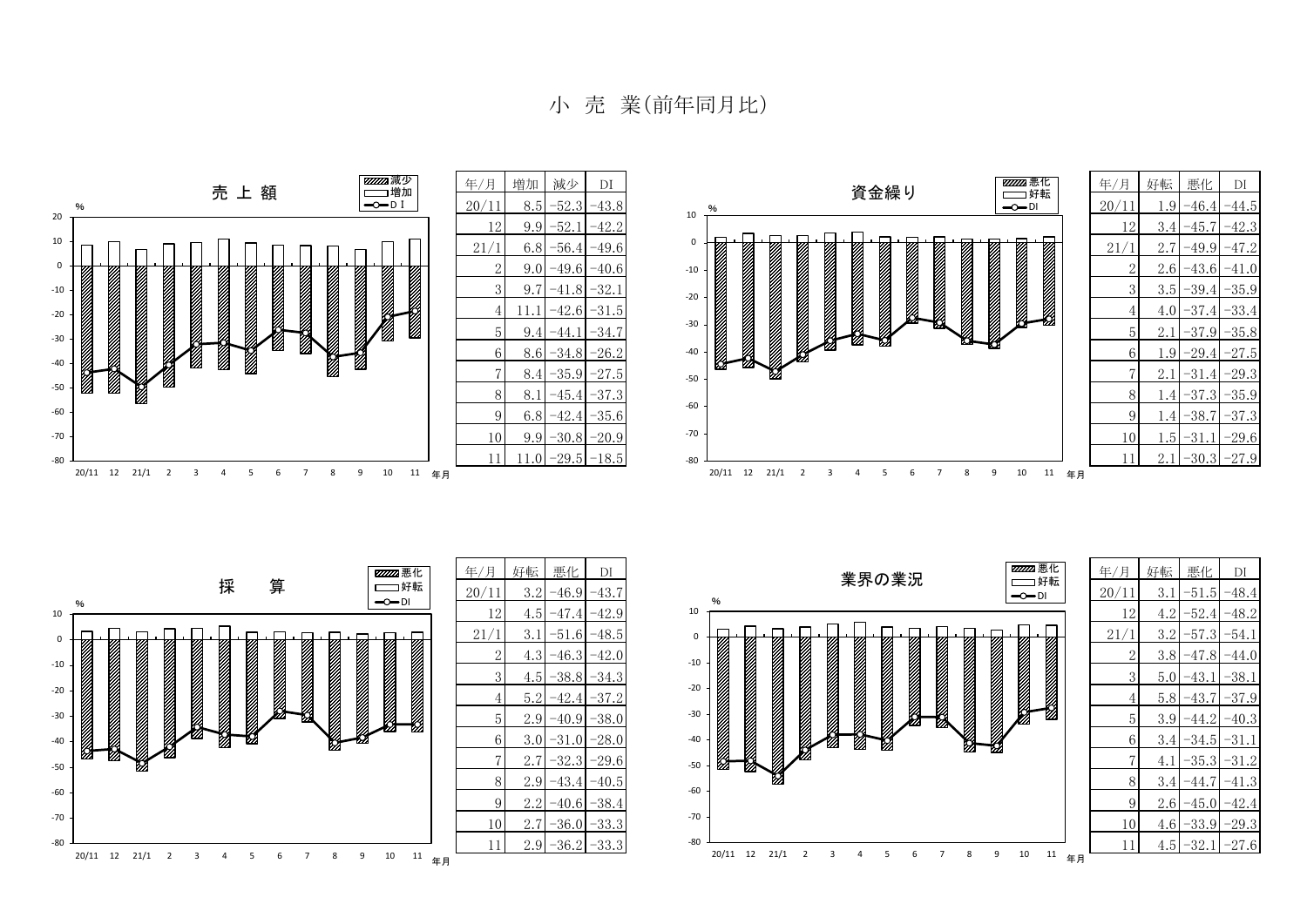# 小 売 業(前年同月比)

## 売上額

| 年/月 | 増加 | 減少 | DI |
|---|---|---|---|
| 20/11 | 8.5 | -52.3 | -43.8 |
| 12 | 9.9 | -52.1 | -42.2 |
| 21/1 | 6.8 | -56.4 | -49.6 |
| 2 | 9.0 | -49.6 | -40.6 |
| 3 | 9.7 | -41.8 | -32.1 |
| 4 | 11.1 | -42.6 | -31.5 |
| 5 | 9.4 | -44.1 | -34.7 |
| 6 | 8.6 | -34.8 | -26.2 |
| 7 | 8.4 | -35.9 | -27.5 |
| 8 | 8.1 | -45.4 | -37.3 |
| 9 | 6.8 | -42.4 | -35.6 |
| 10 | 9.9 | -30.8 | -20.9 |
| 11 | 11.0 | -29.5 | -18.5 |

## 資金繰り

| 年/月 | 好転 | 悪化 | DI |
|---|---|---|---|
| 20/11 | 1.9 | -46.4 | -44.5 |
| 12 | 3.4 | -45.7 | -42.3 |
| 21/1 | 2.7 | -49.9 | -47.2 |
| 2 | 2.6 | -43.6 | -41.0 |
| 3 | 3.5 | -39.4 | -35.9 |
| 4 | 4.0 | -37.4 | -33.4 |
| 5 | 2.1 | -37.9 | -35.8 |
| 6 | 1.9 | -29.4 | -27.5 |
| 7 | 2.1 | -31.4 | -29.3 |
| 8 | 1.4 | -37.3 | -35.9 |
| 9 | 1.4 | -38.7 | -37.3 |
| 10 | 1.5 | -31.1 | -29.6 |
| 11 | 2.1 | -30.3 | -27.9 |

## 採算

| 年/月 | 好転 | 悪化 | DI |
|---|---|---|---|
| 20/11 | 3.2 | -46.9 | -43.7 |
| 12 | 4.5 | -47.4 | -42.9 |
| 21/1 | 3.1 | -51.6 | -48.5 |
| 2 | 4.3 | -46.3 | -42.0 |
| 3 | 4.5 | -38.8 | -34.3 |
| 4 | 5.2 | -42.4 | -37.2 |
| 5 | 2.9 | -40.9 | -38.0 |
| 6 | 3.0 | -31.0 | -28.0 |
| 7 | 2.7 | -32.3 | -29.6 |
| 8 | 2.9 | -43.4 | -40.5 |
| 9 | 2.2 | -40.6 | -38.4 |
| 10 | 2.7 | -36.0 | -33.3 |
| 11 | 2.9 | -36.2 | -33.3 |

## 業界の業況

| 年/月 | 好転 | 悪化 | DI |
|---|---|---|---|
| 20/11 | 3.1 | -51.5 | -48.4 |
| 12 | 4.2 | -52.4 | -48.2 |
| 21/1 | 3.2 | -57.3 | -54.1 |
| 2 | 3.8 | -47.8 | -44.0 |
| 3 | 5.0 | -43.1 | -38.1 |
| 4 | 5.8 | -43.7 | -37.9 |
| 5 | 3.9 | -44.2 | -40.3 |
| 6 | 3.4 | -34.5 | -31.1 |
| 7 | 4.1 | -35.3 | -31.2 |
| 8 | 3.4 | -44.7 | -41.3 |
| 9 | 2.6 | -45.0 | -42.4 |
| 10 | 4.6 | -33.9 | -29.3 |
| 11 | 4.5 | -32.1 | -27.6 |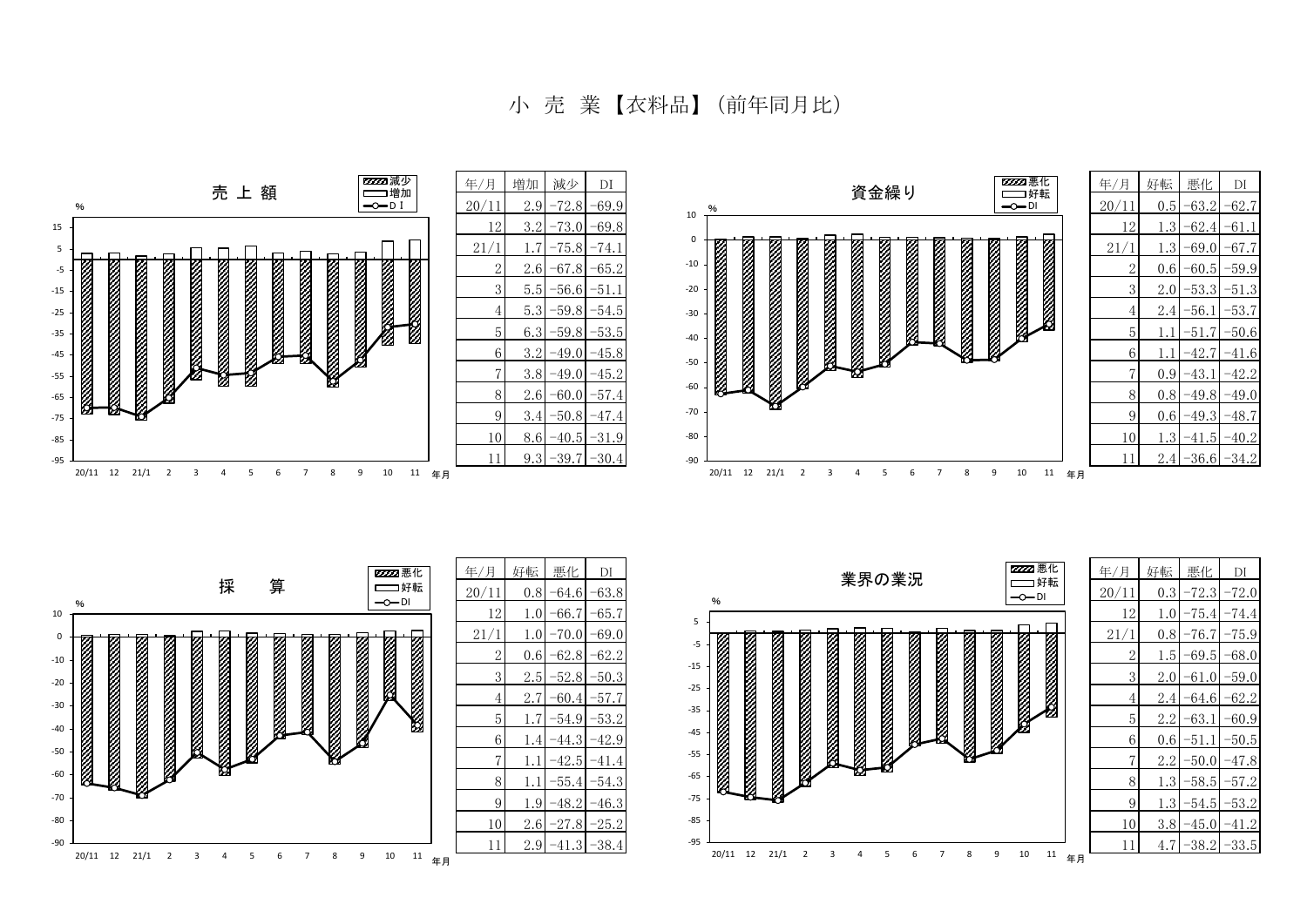# 小 売 業【衣料品】（前年同月比）

## 売 上 額

| 年/月 | 増加 | 減少 | DI |
|---|---|---|---|
| 20/11 | 2.9 | -72.8 | -69.9 |
| 12 | 3.2 | -73.0 | -69.8 |
| 21/1 | 1.7 | -75.8 | -74.1 |
| 2 | 2.6 | -67.8 | -65.2 |
| 3 | 5.5 | -56.6 | -51.1 |
| 4 | 5.3 | -59.8 | -54.5 |
| 5 | 6.3 | -59.8 | -53.5 |
| 6 | 3.2 | -49.0 | -45.8 |
| 7 | 3.8 | -49.0 | -45.2 |
| 8 | 2.6 | -60.0 | -57.4 |
| 9 | 3.4 | -50.8 | -47.4 |
| 10 | 8.6 | -40.5 | -31.9 |
| 11 | 9.3 | -39.7 | -30.4 |

## 資金繰り

| 年/月 | 好転 | 悪化 | DI |
|---|---|---|---|
| 20/11 | 0.5 | -63.2 | -62.7 |
| 12 | 1.3 | -62.4 | -61.1 |
| 21/1 | 1.3 | -69.0 | -67.7 |
| 2 | 0.6 | -60.5 | -59.9 |
| 3 | 2.0 | -53.3 | -51.3 |
| 4 | 2.4 | -56.1 | -53.7 |
| 5 | 1.1 | -51.7 | -50.6 |
| 6 | 1.1 | -42.7 | -41.6 |
| 7 | 0.9 | -43.1 | -42.2 |
| 8 | 0.8 | -49.8 | -49.0 |
| 9 | 0.6 | -49.3 | -48.7 |
| 10 | 1.3 | -41.5 | -40.2 |
| 11 | 2.4 | -36.6 | -34.2 |

## 採　　算

| 年/月 | 好転 | 悪化 | DI |
|---|---|---|---|
| 20/11 | 0.8 | -64.6 | -63.8 |
| 12 | 1.0 | -66.7 | -65.7 |
| 21/1 | 1.0 | -70.0 | -69.0 |
| 2 | 0.6 | -62.8 | -62.2 |
| 3 | 2.5 | -52.8 | -50.3 |
| 4 | 2.7 | -60.4 | -57.7 |
| 5 | 1.7 | -54.9 | -53.2 |
| 6 | 1.4 | -44.3 | -42.9 |
| 7 | 1.1 | -42.5 | -41.4 |
| 8 | 1.1 | -55.4 | -54.3 |
| 9 | 1.9 | -48.2 | -46.3 |
| 10 | 2.6 | -27.8 | -25.2 |
| 11 | 2.9 | -41.3 | -38.4 |

## 業界の業況

| 年/月 | 好転 | 悪化 | DI |
|---|---|---|---|
| 20/11 | 0.3 | -72.3 | -72.0 |
| 12 | 1.0 | -75.4 | -74.4 |
| 21/1 | 0.8 | -76.7 | -75.9 |
| 2 | 1.5 | -69.5 | -68.0 |
| 3 | 2.0 | -61.0 | -59.0 |
| 4 | 2.4 | -64.6 | -62.2 |
| 5 | 2.2 | -63.1 | -60.9 |
| 6 | 0.6 | -51.1 | -50.5 |
| 7 | 2.2 | -50.0 | -47.8 |
| 8 | 1.3 | -58.5 | -57.2 |
| 9 | 1.3 | -54.5 | -53.2 |
| 10 | 3.8 | -45.0 | -41.2 |
| 11 | 4.7 | -38.2 | -33.5 |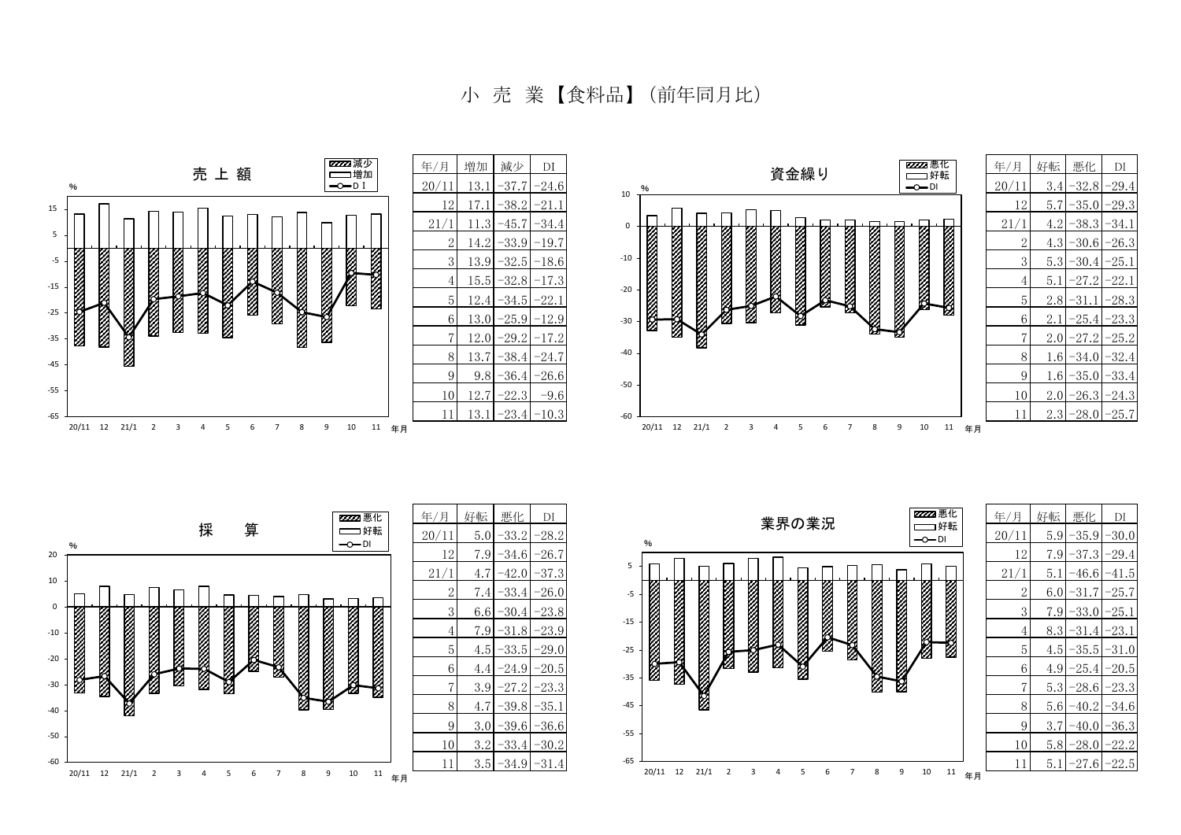# 小 売 業【食料品】（前年同月比）

## 売上額

| 年/月 | 増加 | 減少 | DI |
|---|---|---|---|
| 20/11 | 13.1 | −37.7 | −24.6 |
| 12 | 17.1 | −38.2 | −21.1 |
| 21/1 | 11.3 | −45.7 | −34.4 |
| 2 | 14.2 | −33.9 | −19.7 |
| 3 | 13.9 | −32.5 | −18.6 |
| 4 | 15.5 | −32.8 | −17.3 |
| 5 | 12.4 | −34.5 | −22.1 |
| 6 | 13.0 | −25.9 | −12.9 |
| 7 | 12.0 | −29.2 | −17.2 |
| 8 | 13.7 | −38.4 | −24.7 |
| 9 | 9.8 | −36.4 | −26.6 |
| 10 | 12.7 | −22.3 | −9.6 |
| 11 | 13.1 | −23.4 | −10.3 |

## 資金繰り

| 年/月 | 好転 | 悪化 | DI |
|---|---|---|---|
| 20/11 | 3.4 | −32.8 | −29.4 |
| 12 | 5.7 | −35.0 | −29.3 |
| 21/1 | 4.2 | −38.3 | −34.1 |
| 2 | 4.3 | −30.6 | −26.3 |
| 3 | 5.3 | −30.4 | −25.1 |
| 4 | 5.1 | −27.2 | −22.1 |
| 5 | 2.8 | −31.1 | −28.3 |
| 6 | 2.1 | −25.4 | −23.3 |
| 7 | 2.0 | −27.2 | −25.2 |
| 8 | 1.6 | −34.0 | −32.4 |
| 9 | 1.6 | −35.0 | −33.4 |
| 10 | 2.0 | −26.3 | −24.3 |
| 11 | 2.3 | −28.0 | −25.7 |

## 採算

| 年/月 | 好転 | 悪化 | DI |
|---|---|---|---|
| 20/11 | 5.0 | −33.2 | −28.2 |
| 12 | 7.9 | −34.6 | −26.7 |
| 21/1 | 4.7 | −42.0 | −37.3 |
| 2 | 7.4 | −33.4 | −26.0 |
| 3 | 6.6 | −30.4 | −23.8 |
| 4 | 7.9 | −31.8 | −23.9 |
| 5 | 4.5 | −33.5 | −29.0 |
| 6 | 4.4 | −24.9 | −20.5 |
| 7 | 3.9 | −27.2 | −23.3 |
| 8 | 4.7 | −39.8 | −35.1 |
| 9 | 3.0 | −39.6 | −36.6 |
| 10 | 3.2 | −33.4 | −30.2 |
| 11 | 3.5 | −34.9 | −31.4 |

## 業界の業況

| 年/月 | 好転 | 悪化 | DI |
|---|---|---|---|
| 20/11 | 5.9 | −35.9 | −30.0 |
| 12 | 7.9 | −37.3 | −29.4 |
| 21/1 | 5.1 | −46.6 | −41.5 |
| 2 | 6.0 | −31.7 | −25.7 |
| 3 | 7.9 | −33.0 | −25.1 |
| 4 | 8.3 | −31.4 | −23.1 |
| 5 | 4.5 | −35.5 | −31.0 |
| 6 | 4.9 | −25.4 | −20.5 |
| 7 | 5.3 | −28.6 | −23.3 |
| 8 | 5.6 | −40.2 | −34.6 |
| 9 | 3.7 | −40.0 | −36.3 |
| 10 | 5.8 | −28.0 | −22.2 |
| 11 | 5.1 | −27.6 | −22.5 |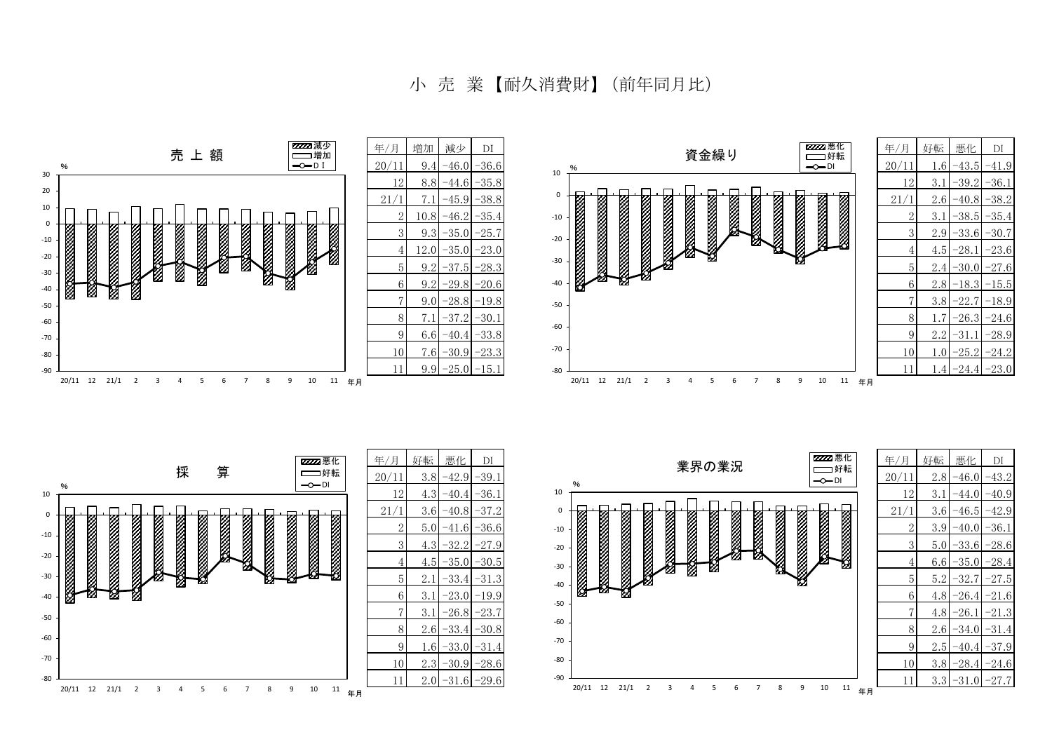# 小　売　業【耐久消費財】（前年同月比）

## 売上額

| 年/月 | 増加 | 減少 | DI |
| --- | --- | --- | --- |
| 20/11 | 9.4 | -46.0 | -36.6 |
| 12 | 8.8 | -44.6 | -35.8 |
| 21/1 | 7.1 | -45.9 | -38.8 |
| 2 | 10.8 | -46.2 | -35.4 |
| 3 | 9.3 | -35.0 | -25.7 |
| 4 | 12.0 | -35.0 | -23.0 |
| 5 | 9.2 | -37.5 | -28.3 |
| 6 | 9.2 | -29.8 | -20.6 |
| 7 | 9.0 | -28.8 | -19.8 |
| 8 | 7.1 | -37.2 | -30.1 |
| 9 | 6.6 | -40.4 | -33.8 |
| 10 | 7.6 | -30.9 | -23.3 |
| 11 | 9.9 | -25.0 | -15.1 |

## 資金繰り

| 年/月 | 好転 | 悪化 | DI |
| --- | --- | --- | --- |
| 20/11 | 1.6 | -43.5 | -41.9 |
| 12 | 3.1 | -39.2 | -36.1 |
| 21/1 | 2.6 | -40.8 | -38.2 |
| 2 | 3.1 | -38.5 | -35.4 |
| 3 | 2.9 | -33.6 | -30.7 |
| 4 | 4.5 | -28.1 | -23.6 |
| 5 | 2.4 | -30.0 | -27.6 |
| 6 | 2.8 | -18.3 | -15.5 |
| 7 | 3.8 | -22.7 | -18.9 |
| 8 | 1.7 | -26.3 | -24.6 |
| 9 | 2.2 | -31.1 | -28.9 |
| 10 | 1.0 | -25.2 | -24.2 |
| 11 | 1.4 | -24.4 | -23.0 |

## 採　算

| 年/月 | 好転 | 悪化 | DI |
| --- | --- | --- | --- |
| 20/11 | 3.8 | -42.9 | -39.1 |
| 12 | 4.3 | -40.4 | -36.1 |
| 21/1 | 3.6 | -40.8 | -37.2 |
| 2 | 5.0 | -41.6 | -36.6 |
| 3 | 4.3 | -32.2 | -27.9 |
| 4 | 4.5 | -35.0 | -30.5 |
| 5 | 2.1 | -33.4 | -31.3 |
| 6 | 3.1 | -23.0 | -19.9 |
| 7 | 3.1 | -26.8 | -23.7 |
| 8 | 2.6 | -33.4 | -30.8 |
| 9 | 1.6 | -33.0 | -31.4 |
| 10 | 2.3 | -30.9 | -28.6 |
| 11 | 2.0 | -31.6 | -29.6 |

## 業界の業況

| 年/月 | 好転 | 悪化 | DI |
| --- | --- | --- | --- |
| 20/11 | 2.8 | -46.0 | -43.2 |
| 12 | 3.1 | -44.0 | -40.9 |
| 21/1 | 3.6 | -46.5 | -42.9 |
| 2 | 3.9 | -40.0 | -36.1 |
| 3 | 5.0 | -33.6 | -28.6 |
| 4 | 6.6 | -35.0 | -28.4 |
| 5 | 5.2 | -32.7 | -27.5 |
| 6 | 4.8 | -26.4 | -21.6 |
| 7 | 4.8 | -26.1 | -21.3 |
| 8 | 2.6 | -34.0 | -31.4 |
| 9 | 2.5 | -40.4 | -37.9 |
| 10 | 3.8 | -28.4 | -24.6 |
| 11 | 3.3 | -31.0 | -27.7 |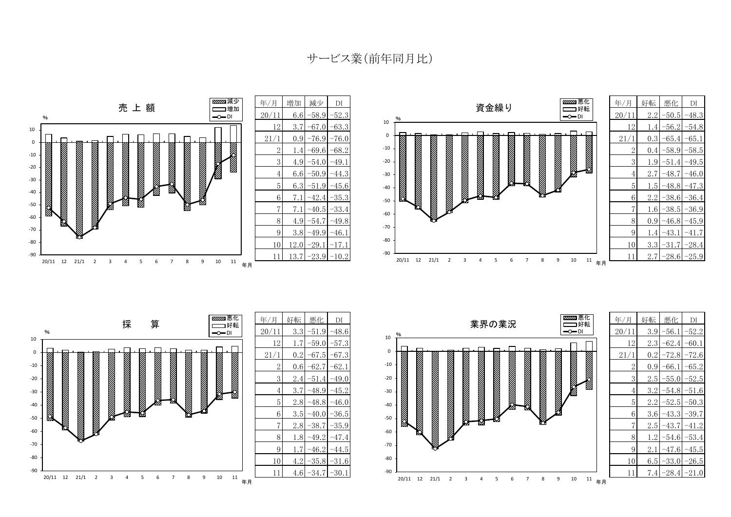# サービス業（前年同月比）

## 売上額

| 年/月 | 増加 | 減少 | DI |
|---|---|---|---|
| 20/11 | 6.6 | −58.9 | −52.3 |
| 12 | 3.7 | −67.0 | −63.3 |
| 21/1 | 0.9 | −76.9 | −76.0 |
| 2 | 1.4 | −69.6 | −68.2 |
| 3 | 4.9 | −54.0 | −49.1 |
| 4 | 6.6 | −50.9 | −44.3 |
| 5 | 6.3 | −51.9 | −45.6 |
| 6 | 7.1 | −42.4 | −35.3 |
| 7 | 7.1 | −40.5 | −33.4 |
| 8 | 4.9 | −54.7 | −49.8 |
| 9 | 3.8 | −49.9 | −46.1 |
| 10 | 12.0 | −29.1 | −17.1 |
| 11 | 13.7 | −23.9 | −10.2 |

## 資金繰り

| 年/月 | 好転 | 悪化 | DI |
|---|---|---|---|
| 20/11 | 2.2 | −50.5 | −48.3 |
| 12 | 1.4 | −56.2 | −54.8 |
| 21/1 | 0.3 | −65.4 | −65.1 |
| 2 | 0.4 | −58.9 | −58.5 |
| 3 | 1.9 | −51.4 | −49.5 |
| 4 | 2.7 | −48.7 | −46.0 |
| 5 | 1.5 | −48.8 | −47.3 |
| 6 | 2.2 | −38.6 | −36.4 |
| 7 | 1.6 | −38.5 | −36.9 |
| 8 | 0.9 | −46.8 | −45.9 |
| 9 | 1.4 | −43.1 | −41.7 |
| 10 | 3.3 | −31.7 | −28.4 |
| 11 | 2.7 | −28.6 | −25.9 |

## 採算

| 年/月 | 好転 | 悪化 | DI |
|---|---|---|---|
| 20/11 | 3.3 | −51.9 | −48.6 |
| 12 | 1.7 | −59.0 | −57.3 |
| 21/1 | 0.2 | −67.5 | −67.3 |
| 2 | 0.6 | −62.7 | −62.1 |
| 3 | 2.4 | −51.4 | −49.0 |
| 4 | 3.7 | −48.9 | −45.2 |
| 5 | 2.8 | −48.8 | −46.0 |
| 6 | 3.5 | −40.0 | −36.5 |
| 7 | 2.8 | −38.7 | −35.9 |
| 8 | 1.8 | −49.2 | −47.4 |
| 9 | 1.7 | −46.2 | −44.5 |
| 10 | 4.2 | −35.8 | −31.6 |
| 11 | 4.6 | −34.7 | −30.1 |

## 業界の業況

| 年/月 | 好転 | 悪化 | DI |
|---|---|---|---|
| 20/11 | 3.9 | −56.1 | −52.2 |
| 12 | 2.3 | −62.4 | −60.1 |
| 21/1 | 0.2 | −72.8 | −72.6 |
| 2 | 0.9 | −66.1 | −65.2 |
| 3 | 2.5 | −55.0 | −52.5 |
| 4 | 3.2 | −54.8 | −51.6 |
| 5 | 2.2 | −52.5 | −50.3 |
| 6 | 3.6 | −43.3 | −39.7 |
| 7 | 2.5 | −43.7 | −41.2 |
| 8 | 1.2 | −54.6 | −53.4 |
| 9 | 2.1 | −47.6 | −45.5 |
| 10 | 6.5 | −33.0 | −26.5 |
| 11 | 7.4 | −28.4 | −21.0 |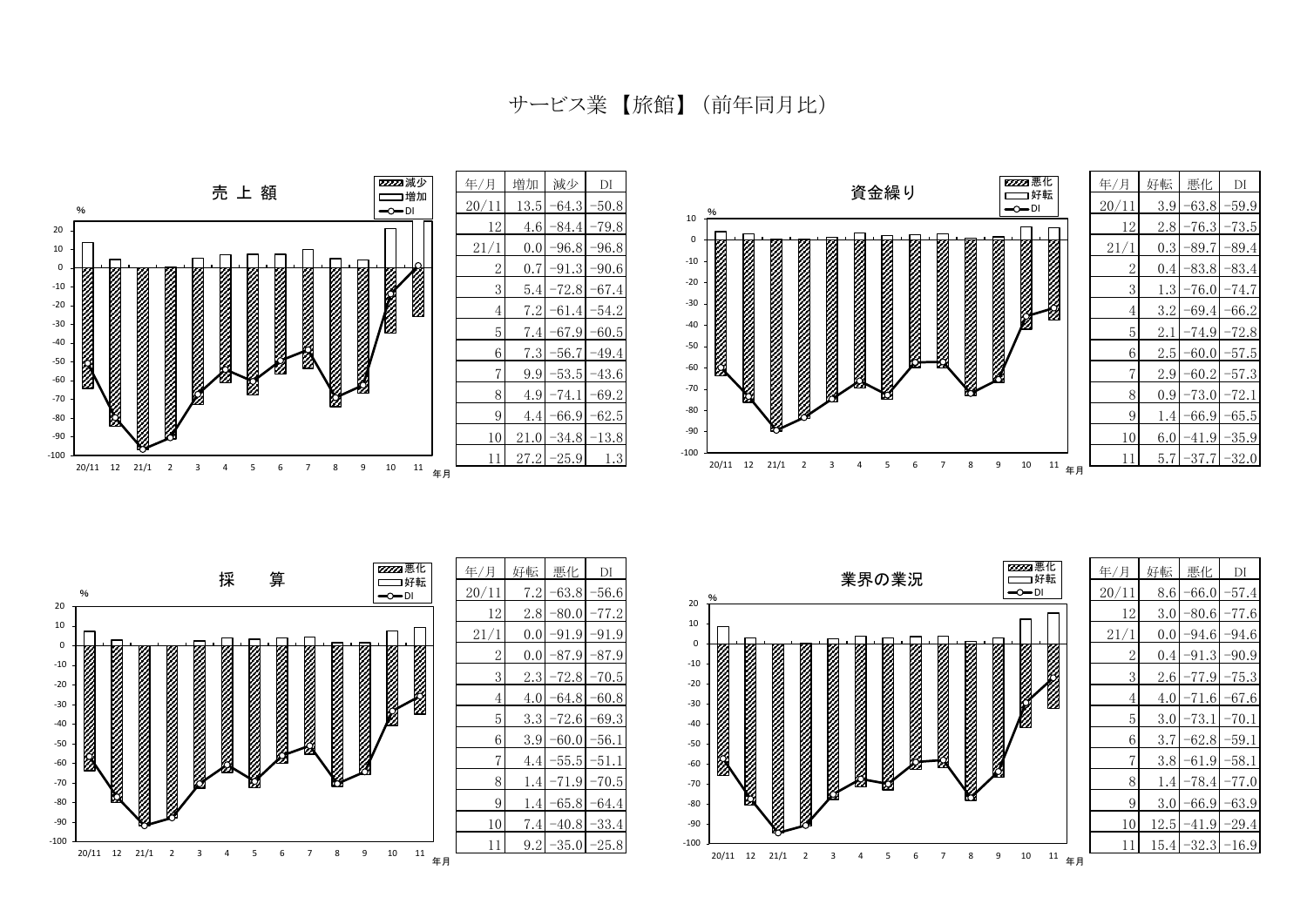# サービス業【旅館】（前年同月比）

## 売上額

| 年/月 | 増加 | 減少 | DI |
|---|---|---|---|
| 20/11 | 13.5 | -64.3 | -50.8 |
| 12 | 4.6 | -84.4 | -79.8 |
| 21/1 | 0.0 | -96.8 | -96.8 |
| 2 | 0.7 | -91.3 | -90.6 |
| 3 | 5.4 | -72.8 | -67.4 |
| 4 | 7.2 | -61.4 | -54.2 |
| 5 | 7.4 | -67.9 | -60.5 |
| 6 | 7.3 | -56.7 | -49.4 |
| 7 | 9.9 | -53.5 | -43.6 |
| 8 | 4.9 | -74.1 | -69.2 |
| 9 | 4.4 | -66.9 | -62.5 |
| 10 | 21.0 | -34.8 | -13.8 |
| 11 | 27.2 | -25.9 | 1.3 |

## 資金繰り

| 年/月 | 好転 | 悪化 | DI |
|---|---|---|---|
| 20/11 | 3.9 | -63.8 | -59.9 |
| 12 | 2.8 | -76.3 | -73.5 |
| 21/1 | 0.3 | -89.7 | -89.4 |
| 2 | 0.4 | -83.8 | -83.4 |
| 3 | 1.3 | -76.0 | -74.7 |
| 4 | 3.2 | -69.4 | -66.2 |
| 5 | 2.1 | -74.9 | -72.8 |
| 6 | 2.5 | -60.0 | -57.5 |
| 7 | 2.9 | -60.2 | -57.3 |
| 8 | 0.9 | -73.0 | -72.1 |
| 9 | 1.4 | -66.9 | -65.5 |
| 10 | 6.0 | -41.9 | -35.9 |
| 11 | 5.7 | -37.7 | -32.0 |

## 採算

| 年/月 | 好転 | 悪化 | DI |
|---|---|---|---|
| 20/11 | 7.2 | -63.8 | -56.6 |
| 12 | 2.8 | -80.0 | -77.2 |
| 21/1 | 0.0 | -91.9 | -91.9 |
| 2 | 0.0 | -87.9 | -87.9 |
| 3 | 2.3 | -72.8 | -70.5 |
| 4 | 4.0 | -64.8 | -60.8 |
| 5 | 3.3 | -72.6 | -69.3 |
| 6 | 3.9 | -60.0 | -56.1 |
| 7 | 4.4 | -55.5 | -51.1 |
| 8 | 1.4 | -71.9 | -70.5 |
| 9 | 1.4 | -65.8 | -64.4 |
| 10 | 7.4 | -40.8 | -33.4 |
| 11 | 9.2 | -35.0 | -25.8 |

## 業界の業況

| 年/月 | 好転 | 悪化 | DI |
|---|---|---|---|
| 20/11 | 8.6 | -66.0 | -57.4 |
| 12 | 3.0 | -80.6 | -77.6 |
| 21/1 | 0.0 | -94.6 | -94.6 |
| 2 | 0.4 | -91.3 | -90.9 |
| 3 | 2.6 | -77.9 | -75.3 |
| 4 | 4.0 | -71.6 | -67.6 |
| 5 | 3.0 | -73.1 | -70.1 |
| 6 | 3.7 | -62.8 | -59.1 |
| 7 | 3.8 | -61.9 | -58.1 |
| 8 | 1.4 | -78.4 | -77.0 |
| 9 | 3.0 | -66.9 | -63.9 |
| 10 | 12.5 | -41.9 | -29.4 |
| 11 | 15.4 | -32.3 | -16.9 |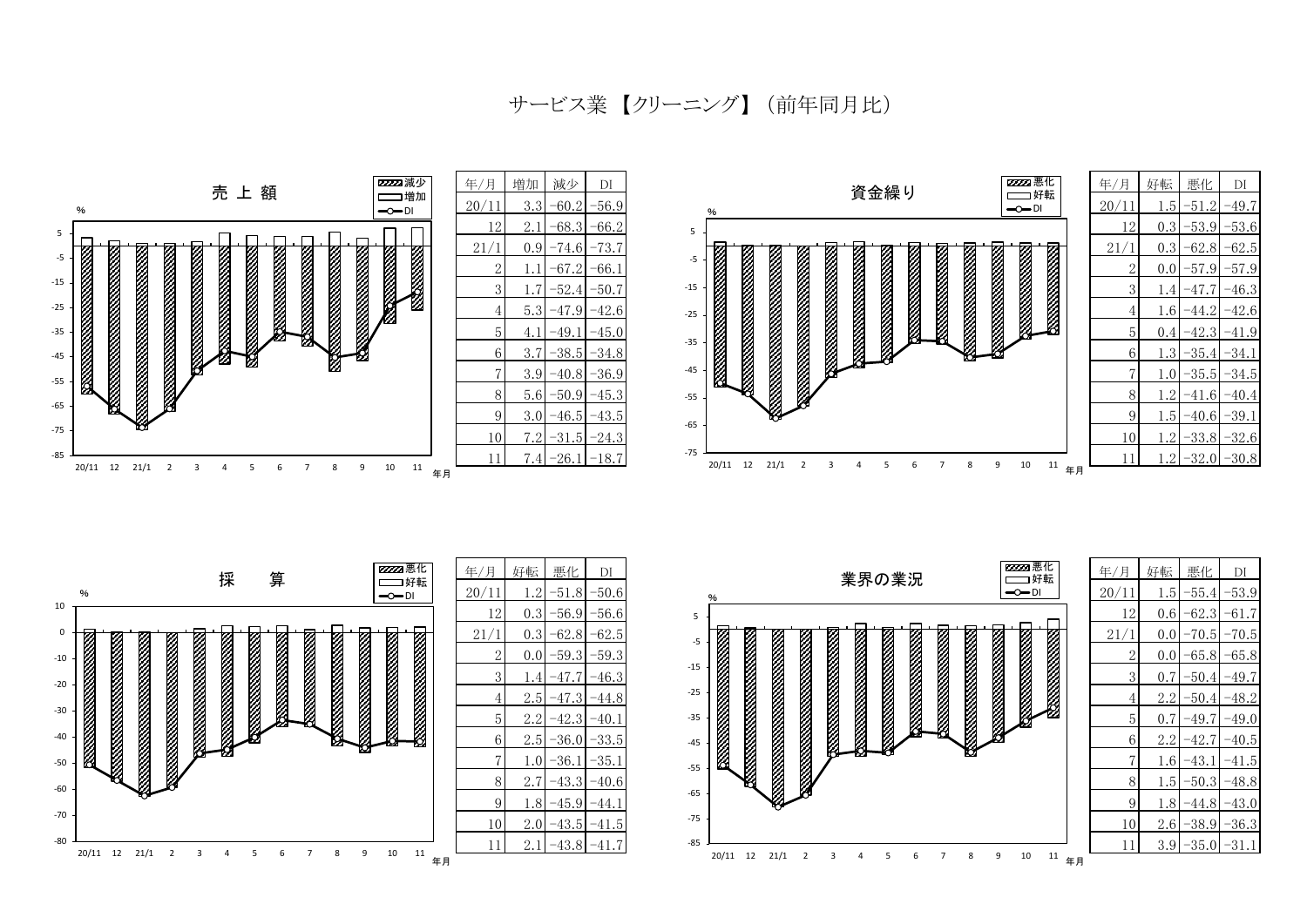# サービス業 【クリーニング】（前年同月比）

## 売 上 額

| 年/月 | 増加 | 減少 | DI |
| --- | --- | --- | --- |
| 20/11 | 3.3 | −60.2 | −56.9 |
| 12 | 2.1 | −68.3 | −66.2 |
| 21/1 | 0.9 | −74.6 | −73.7 |
| 2 | 1.1 | −67.2 | −66.1 |
| 3 | 1.7 | −52.4 | −50.7 |
| 4 | 5.3 | −47.9 | −42.6 |
| 5 | 4.1 | −49.1 | −45.0 |
| 6 | 3.7 | −38.5 | −34.8 |
| 7 | 3.9 | −40.8 | −36.9 |
| 8 | 5.6 | −50.9 | −45.3 |
| 9 | 3.0 | −46.5 | −43.5 |
| 10 | 7.2 | −31.5 | −24.3 |
| 11 | 7.4 | −26.1 | −18.7 |

## 資金繰り

| 年/月 | 好転 | 悪化 | DI |
| --- | --- | --- | --- |
| 20/11 | 1.5 | −51.2 | −49.7 |
| 12 | 0.3 | −53.9 | −53.6 |
| 21/1 | 0.3 | −62.8 | −62.5 |
| 2 | 0.0 | −57.9 | −57.9 |
| 3 | 1.4 | −47.7 | −46.3 |
| 4 | 1.6 | −44.2 | −42.6 |
| 5 | 0.4 | −42.3 | −41.9 |
| 6 | 1.3 | −35.4 | −34.1 |
| 7 | 1.0 | −35.5 | −34.5 |
| 8 | 1.2 | −41.6 | −40.4 |
| 9 | 1.5 | −40.6 | −39.1 |
| 10 | 1.2 | −33.8 | −32.6 |
| 11 | 1.2 | −32.0 | −30.8 |

## 採　　算

| 年/月 | 好転 | 悪化 | DI |
| --- | --- | --- | --- |
| 20/11 | 1.2 | −51.8 | −50.6 |
| 12 | 0.3 | −56.9 | −56.6 |
| 21/1 | 0.3 | −62.8 | −62.5 |
| 2 | 0.0 | −59.3 | −59.3 |
| 3 | 1.4 | −47.7 | −46.3 |
| 4 | 2.5 | −47.3 | −44.8 |
| 5 | 2.2 | −42.3 | −40.1 |
| 6 | 2.5 | −36.0 | −33.5 |
| 7 | 1.0 | −36.1 | −35.1 |
| 8 | 2.7 | −43.3 | −40.6 |
| 9 | 1.8 | −45.9 | −44.1 |
| 10 | 2.0 | −43.5 | −41.5 |
| 11 | 2.1 | −43.8 | −41.7 |

## 業界の業況

| 年/月 | 好転 | 悪化 | DI |
| --- | --- | --- | --- |
| 20/11 | 1.5 | −55.4 | −53.9 |
| 12 | 0.6 | −62.3 | −61.7 |
| 21/1 | 0.0 | −70.5 | −70.5 |
| 2 | 0.0 | −65.8 | −65.8 |
| 3 | 0.7 | −50.4 | −49.7 |
| 4 | 2.2 | −50.4 | −48.2 |
| 5 | 0.7 | −49.7 | −49.0 |
| 6 | 2.2 | −42.7 | −40.5 |
| 7 | 1.6 | −43.1 | −41.5 |
| 8 | 1.5 | −50.3 | −48.8 |
| 9 | 1.8 | −44.8 | −43.0 |
| 10 | 2.6 | −38.9 | −36.3 |
| 11 | 3.9 | −35.0 | −31.1 |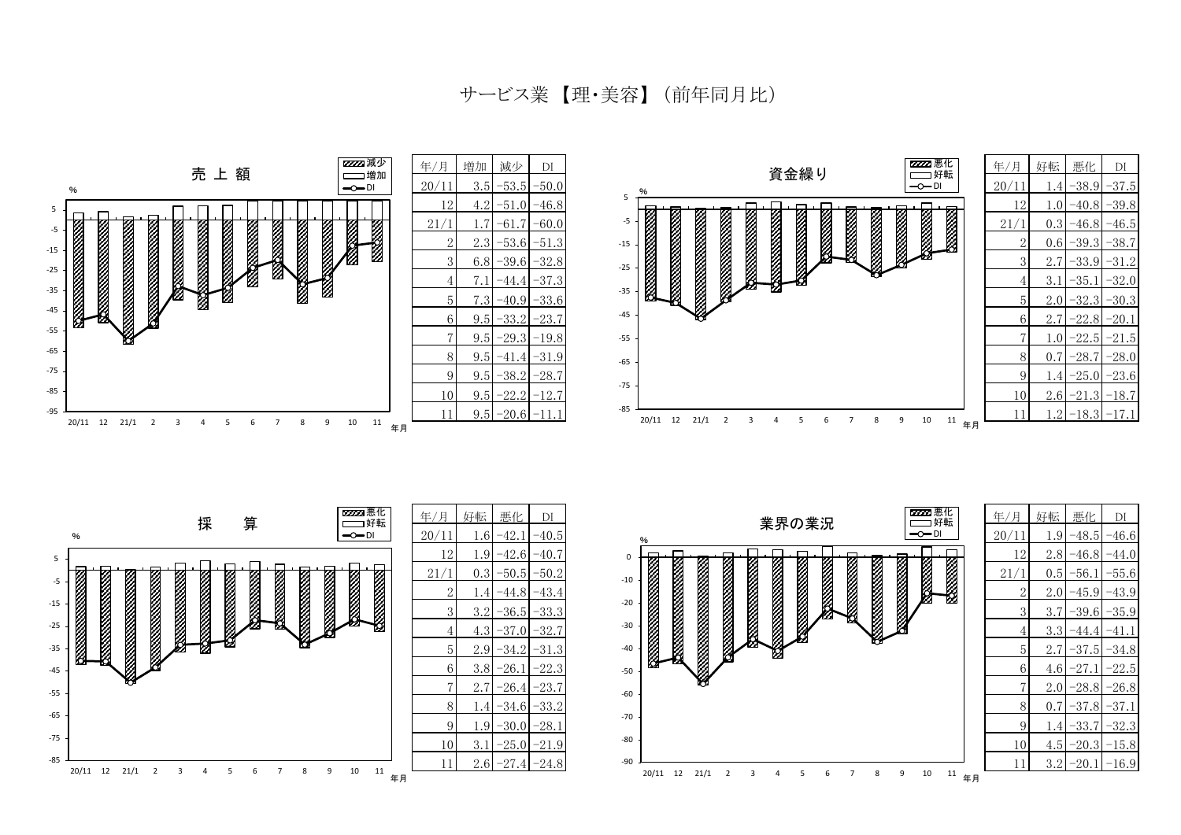# サービス業 【理・美容】（前年同月比）

## 売 上 額

%

5
-5
-15
-25
-35
-45
-55
-65
-75
-85
-95

20/11 12 21/1 2 3 4 5 6 7 8 9 10 11 年月

減少
増加
DI

| 年/月 | 増加 | 減少 | DI |
|---|---|---|---|
| 20/11 | 3.5 | −53.5 | −50.0 |
| 12 | 4.2 | −51.0 | −46.8 |
| 21/1 | 1.7 | −61.7 | −60.0 |
| 2 | 2.3 | −53.6 | −51.3 |
| 3 | 6.8 | −39.6 | −32.8 |
| 4 | 7.1 | −44.4 | −37.3 |
| 5 | 7.3 | −40.9 | −33.6 |
| 6 | 9.5 | −33.2 | −23.7 |
| 7 | 9.5 | −29.3 | −19.8 |
| 8 | 9.5 | −41.4 | −31.9 |
| 9 | 9.5 | −38.2 | −28.7 |
| 10 | 9.5 | −22.2 | −12.7 |
| 11 | 9.5 | −20.6 | −11.1 |

## 資金繰り

%

5
-5
-15
-25
-35
-45
-55
-65
-75
-85

20/11 12 21/1 2 3 4 5 6 7 8 9 10 11 年月

悪化
好転
DI

| 年/月 | 好転 | 悪化 | DI |
|---|---|---|---|
| 20/11 | 1.4 | −38.9 | −37.5 |
| 12 | 1.0 | −40.8 | −39.8 |
| 21/1 | 0.3 | −46.8 | −46.5 |
| 2 | 0.6 | −39.3 | −38.7 |
| 3 | 2.7 | −33.9 | −31.2 |
| 4 | 3.1 | −35.1 | −32.0 |
| 5 | 2.0 | −32.3 | −30.3 |
| 6 | 2.7 | −22.8 | −20.1 |
| 7 | 1.0 | −22.5 | −21.5 |
| 8 | 0.7 | −28.7 | −28.0 |
| 9 | 1.4 | −25.0 | −23.6 |
| 10 | 2.6 | −21.3 | −18.7 |
| 11 | 1.2 | −18.3 | −17.1 |

## 採　　算

%

5
-5
-15
-25
-35
-45
-55
-65
-75
-85

20/11 12 21/1 2 3 4 5 6 7 8 9 10 11 年月

悪化
好転
DI

| 年/月 | 好転 | 悪化 | DI |
|---|---|---|---|
| 20/11 | 1.6 | −42.1 | −40.5 |
| 12 | 1.9 | −42.6 | −40.7 |
| 21/1 | 0.3 | −50.5 | −50.2 |
| 2 | 1.4 | −44.8 | −43.4 |
| 3 | 3.2 | −36.5 | −33.3 |
| 4 | 4.3 | −37.0 | −32.7 |
| 5 | 2.9 | −34.2 | −31.3 |
| 6 | 3.8 | −26.1 | −22.3 |
| 7 | 2.7 | −26.4 | −23.7 |
| 8 | 1.4 | −34.6 | −33.2 |
| 9 | 1.9 | −30.0 | −28.1 |
| 10 | 3.1 | −25.0 | −21.9 |
| 11 | 2.6 | −27.4 | −24.8 |

## 業界の業況

%

0
-10
-20
-30
-40
-50
-60
-70
-80
-90

20/11 12 21/1 2 3 4 5 6 7 8 9 10 11 年月

悪化
好転
DI

| 年/月 | 好転 | 悪化 | DI |
|---|---|---|---|
| 20/11 | 1.9 | −48.5 | −46.6 |
| 12 | 2.8 | −46.8 | −44.0 |
| 21/1 | 0.5 | −56.1 | −55.6 |
| 2 | 2.0 | −45.9 | −43.9 |
| 3 | 3.7 | −39.6 | −35.9 |
| 4 | 3.3 | −44.4 | −41.1 |
| 5 | 2.7 | −37.5 | −34.8 |
| 6 | 4.6 | −27.1 | −22.5 |
| 7 | 2.0 | −28.8 | −26.8 |
| 8 | 0.7 | −37.8 | −37.1 |
| 9 | 1.4 | −33.7 | −32.3 |
| 10 | 4.5 | −20.3 | −15.8 |
| 11 | 3.2 | −20.1 | −16.9 |